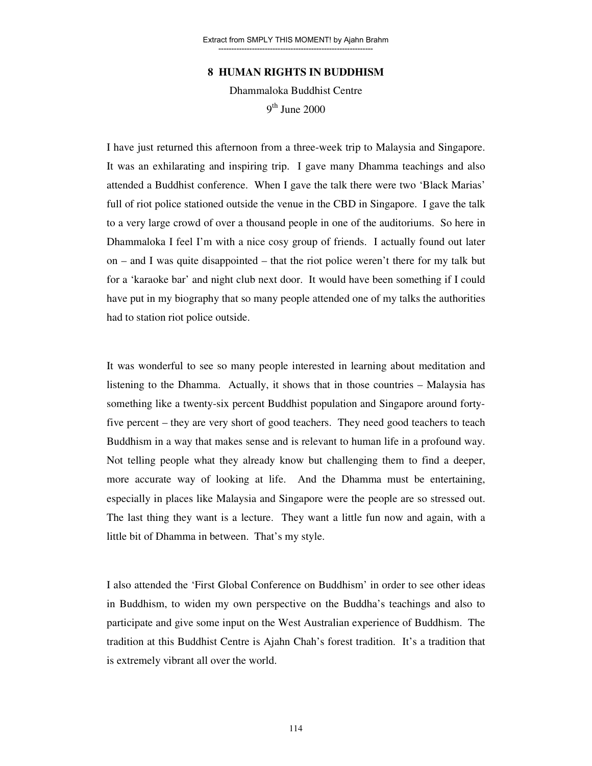# 8 HUMAN RIGHTS IN BUDDHISM

Dhammaloka Buddhist Centre

9th June 2000

I have just returned this afternoon from a three-week trip to Malaysia and Singapore. It was an exhilarating and inspiring trip. I gave many Dhamma teachings and also attended a Buddhist conference. When I gave the talk there were two 'Black Marias' full of riot police stationed outside the venue in the CBD in Singapore. I gave the talk to a very large crowd of over a thousand people in one of the auditoriums. So here in Dhammaloka I feel I'm with a nice cosy group of friends. I actually found out later on – and I was quite disappointed – that the riot police weren't there for my talk but for a 'karaoke bar' and night club next door. It would have been something if I could have put in my biography that so many people attended one of my talks the authorities had to station riot police outside.

It was wonderful to see so many people interested in learning about meditation and listening to the Dhamma. Actually, it shows that in those countries – Malaysia has something like a twenty-six percent Buddhist population and Singapore around forty-five percent – they are very short of good teachers. They need good teachers to teach Buddhism in a way that makes sense and is relevant to human life in a profound way. Not telling people what they already know but challenging them to find a deeper, more accurate way of looking at life. And the Dhamma must be entertaining, especially in places like Malaysia and Singapore were the people are so stressed out. The last thing they want is a lecture. They want a little fun now and again, with a little bit of Dhamma in between. That's my style.

I also attended the 'First Global Conference on Buddhism' in order to see other ideas in Buddhism, to widen my own perspective on the Buddha's teachings and also to participate and give some input on the West Australian experience of Buddhism. The tradition at this Buddhist Centre is Ajahn Chah's forest tradition. It's a tradition that is extremely vibrant all over the world.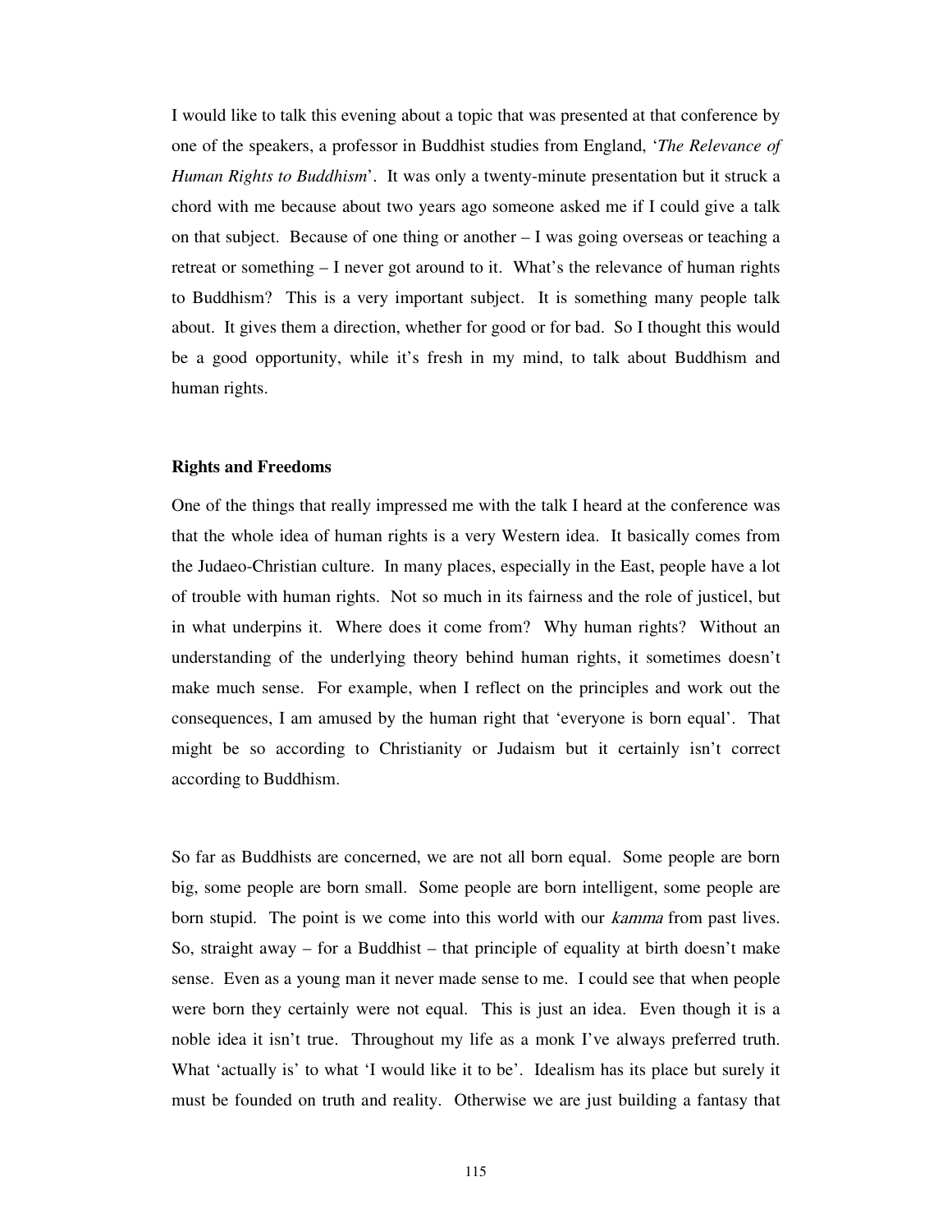I would like to talk this evening about a topic that was presented at that conference by one of the speakers, a professor in Buddhist studies from England, '*The Relevance of Human Rights to Buddhism*'. It was only a twenty-minute presentation but it struck a chord with me because about two years ago someone asked me if I could give a talk on that subject. Because of one thing or another – I was going overseas or teaching a retreat or something – I never got around to it. What's the relevance of human rights to Buddhism? This is a very important subject. It is something many people talk about. It gives them a direction, whether for good or for bad. So I thought this would be a good opportunity, while it's fresh in my mind, to talk about Buddhism and human rights.

**Rights and Freedoms**

One of the things that really impressed me with the talk I heard at the conference was that the whole idea of human rights is a very Western idea. It basically comes from the Judaeo-Christian culture. In many places, especially in the East, people have a lot of trouble with human rights. Not so much in its fairness and the role of justicel, but in what underpins it. Where does it come from? Why human rights? Without an understanding of the underlying theory behind human rights, it sometimes doesn't make much sense. For example, when I reflect on the principles and work out the consequences, I am amused by the human right that 'everyone is born equal'. That might be so according to Christianity or Judaism but it certainly isn't correct according to Buddhism.

So far as Buddhists are concerned, we are not all born equal. Some people are born big, some people are born small. Some people are born intelligent, some people are born stupid. The point is we come into this world with our *kamma* from past lives. So, straight away – for a Buddhist – that principle of equality at birth doesn't make sense. Even as a young man it never made sense to me. I could see that when people were born they certainly were not equal. This is just an idea. Even though it is a noble idea it isn't true. Throughout my life as a monk I've always preferred truth. What 'actually is' to what 'I would like it to be'. Idealism has its place but surely it must be founded on truth and reality. Otherwise we are just building a fantasy that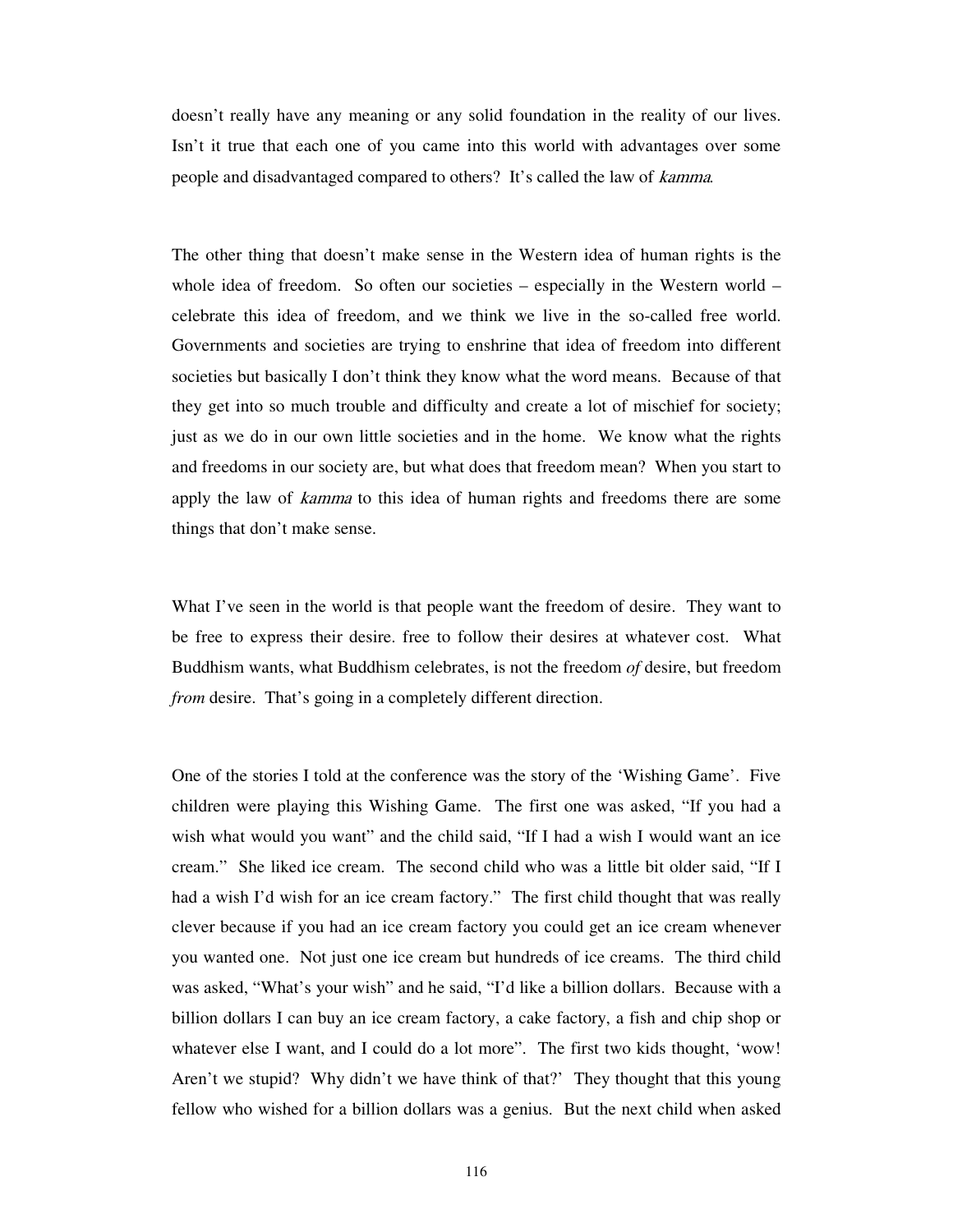doesn't really have any meaning or any solid foundation in the reality of our lives. Isn't it true that each one of you came into this world with advantages over some people and disadvantaged compared to others? It's called the law of *kamma*.

The other thing that doesn't make sense in the Western idea of human rights is the whole idea of freedom. So often our societies – especially in the Western world – celebrate this idea of freedom, and we think we live in the so-called free world. Governments and societies are trying to enshrine that idea of freedom into different societies but basically I don't think they know what the word means. Because of that they get into so much trouble and difficulty and create a lot of mischief for society; just as we do in our own little societies and in the home. We know what the rights and freedoms in our society are, but what does that freedom mean? When you start to apply the law of *kamma* to this idea of human rights and freedoms there are some things that don't make sense.

What I've seen in the world is that people want the freedom of desire. They want to be free to express their desire. free to follow their desires at whatever cost. What Buddhism wants, what Buddhism celebrates, is not the freedom *of* desire, but freedom *from* desire. That's going in a completely different direction.

One of the stories I told at the conference was the story of the 'Wishing Game'. Five children were playing this Wishing Game. The first one was asked, "If you had a wish what would you want" and the child said, "If I had a wish I would want an ice cream." She liked ice cream. The second child who was a little bit older said, "If I had a wish I'd wish for an ice cream factory." The first child thought that was really clever because if you had an ice cream factory you could get an ice cream whenever you wanted one. Not just one ice cream but hundreds of ice creams. The third child was asked, "What's your wish" and he said, "I'd like a billion dollars. Because with a billion dollars I can buy an ice cream factory, a cake factory, a fish and chip shop or whatever else I want, and I could do a lot more". The first two kids thought, 'wow! Aren't we stupid? Why didn't we have think of that?' They thought that this young fellow who wished for a billion dollars was a genius. But the next child when asked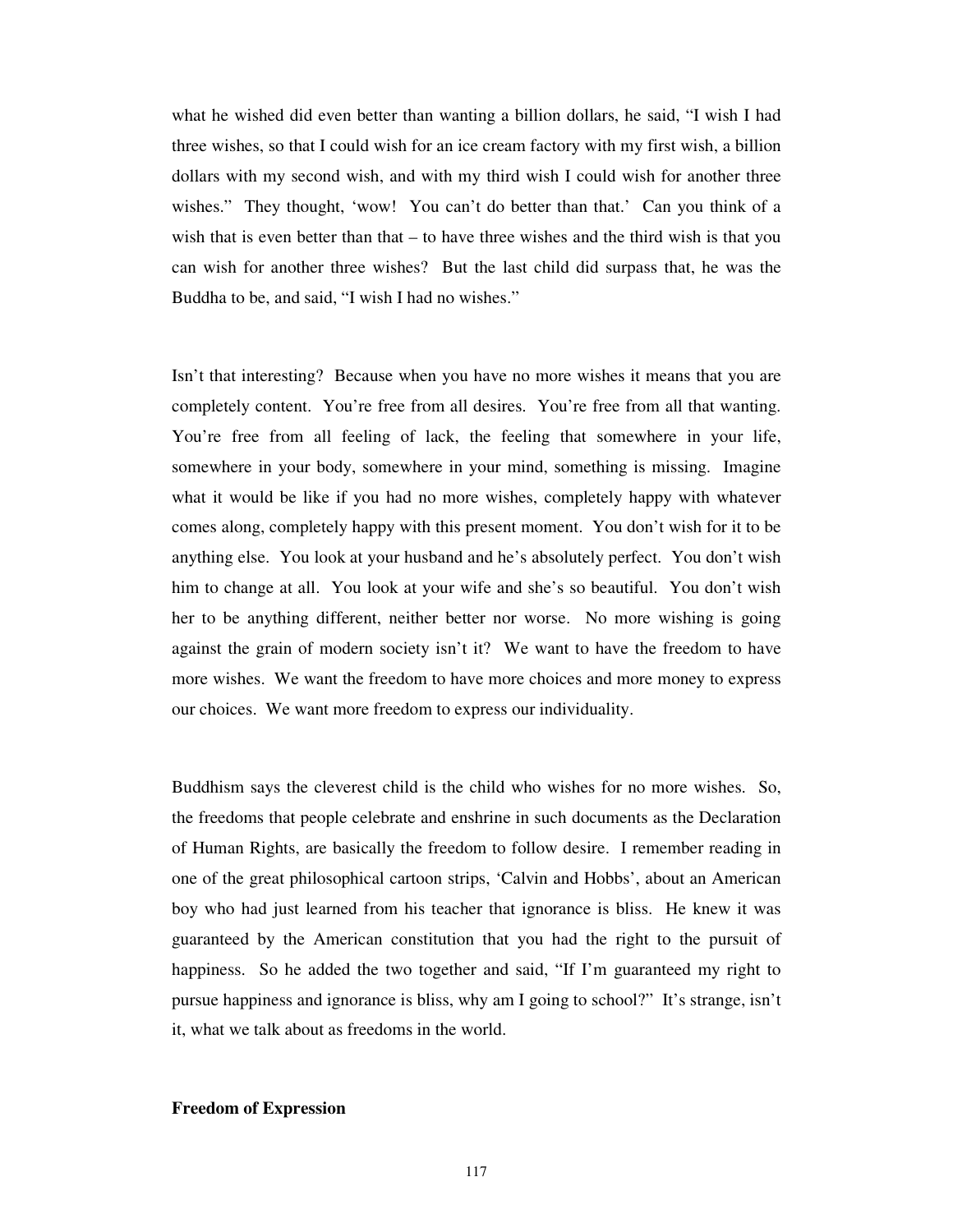what he wished did even better than wanting a billion dollars, he said, "I wish I had three wishes, so that I could wish for an ice cream factory with my first wish, a billion dollars with my second wish, and with my third wish I could wish for another three wishes." They thought, 'wow! You can't do better than that.' Can you think of a wish that is even better than that – to have three wishes and the third wish is that you can wish for another three wishes? But the last child did surpass that, he was the Buddha to be, and said, "I wish I had no wishes."

Isn't that interesting? Because when you have no more wishes it means that you are completely content. You're free from all desires. You're free from all that wanting. You're free from all feeling of lack, the feeling that somewhere in your life, somewhere in your body, somewhere in your mind, something is missing. Imagine what it would be like if you had no more wishes, completely happy with whatever comes along, completely happy with this present moment. You don't wish for it to be anything else. You look at your husband and he's absolutely perfect. You don't wish him to change at all. You look at your wife and she's so beautiful. You don't wish her to be anything different, neither better nor worse. No more wishing is going against the grain of modern society isn't it? We want to have the freedom to have more wishes. We want the freedom to have more choices and more money to express our choices. We want more freedom to express our individuality.

Buddhism says the cleverest child is the child who wishes for no more wishes. So, the freedoms that people celebrate and enshrine in such documents as the Declaration of Human Rights, are basically the freedom to follow desire. I remember reading in one of the great philosophical cartoon strips, 'Calvin and Hobbs', about an American boy who had just learned from his teacher that ignorance is bliss. He knew it was guaranteed by the American constitution that you had the right to the pursuit of happiness. So he added the two together and said, "If I'm guaranteed my right to pursue happiness and ignorance is bliss, why am I going to school?" It's strange, isn't it, what we talk about as freedoms in the world.

**Freedom of Expression**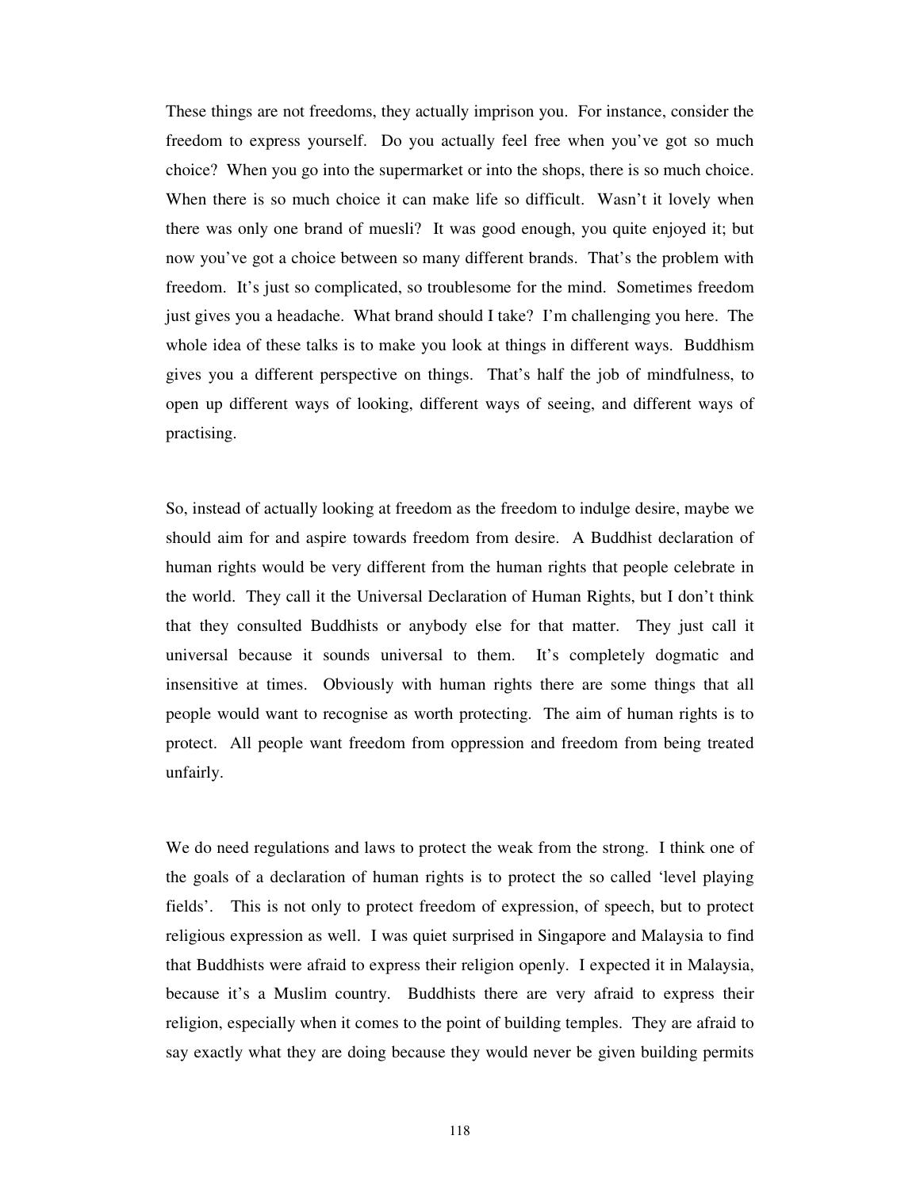These things are not freedoms, they actually imprison you. For instance, consider the freedom to express yourself. Do you actually feel free when you've got so much choice? When you go into the supermarket or into the shops, there is so much choice. When there is so much choice it can make life so difficult. Wasn't it lovely when there was only one brand of muesli? It was good enough, you quite enjoyed it; but now you've got a choice between so many different brands. That's the problem with freedom. It's just so complicated, so troublesome for the mind. Sometimes freedom just gives you a headache. What brand should I take? I'm challenging you here. The whole idea of these talks is to make you look at things in different ways. Buddhism gives you a different perspective on things. That's half the job of mindfulness, to open up different ways of looking, different ways of seeing, and different ways of practising.

So, instead of actually looking at freedom as the freedom to indulge desire, maybe we should aim for and aspire towards freedom from desire. A Buddhist declaration of human rights would be very different from the human rights that people celebrate in the world. They call it the Universal Declaration of Human Rights, but I don't think that they consulted Buddhists or anybody else for that matter. They just call it universal because it sounds universal to them. It's completely dogmatic and insensitive at times. Obviously with human rights there are some things that all people would want to recognise as worth protecting. The aim of human rights is to protect. All people want freedom from oppression and freedom from being treated unfairly.

We do need regulations and laws to protect the weak from the strong. I think one of the goals of a declaration of human rights is to protect the so called 'level playing fields'. This is not only to protect freedom of expression, of speech, but to protect religious expression as well. I was quiet surprised in Singapore and Malaysia to find that Buddhists were afraid to express their religion openly. I expected it in Malaysia, because it's a Muslim country. Buddhists there are very afraid to express their religion, especially when it comes to the point of building temples. They are afraid to say exactly what they are doing because they would never be given building permits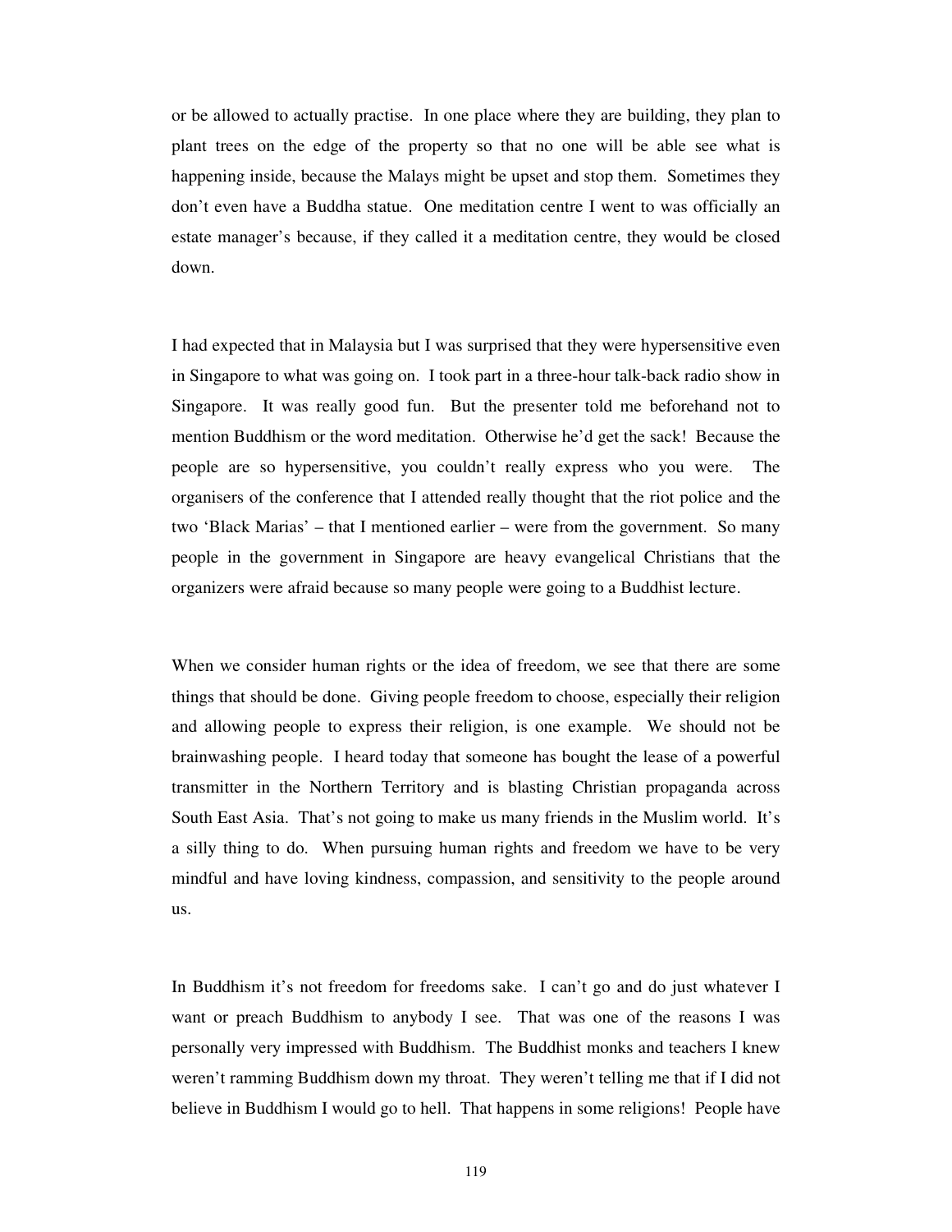or be allowed to actually practise. In one place where they are building, they plan to plant trees on the edge of the property so that no one will be able see what is happening inside, because the Malays might be upset and stop them. Sometimes they don't even have a Buddha statue. One meditation centre I went to was officially an estate manager's because, if they called it a meditation centre, they would be closed down.

I had expected that in Malaysia but I was surprised that they were hypersensitive even in Singapore to what was going on. I took part in a three-hour talk-back radio show in Singapore. It was really good fun. But the presenter told me beforehand not to mention Buddhism or the word meditation. Otherwise he'd get the sack! Because the people are so hypersensitive, you couldn't really express who you were. The organisers of the conference that I attended really thought that the riot police and the two 'Black Marias' – that I mentioned earlier – were from the government. So many people in the government in Singapore are heavy evangelical Christians that the organizers were afraid because so many people were going to a Buddhist lecture.

When we consider human rights or the idea of freedom, we see that there are some things that should be done. Giving people freedom to choose, especially their religion and allowing people to express their religion, is one example. We should not be brainwashing people. I heard today that someone has bought the lease of a powerful transmitter in the Northern Territory and is blasting Christian propaganda across South East Asia. That's not going to make us many friends in the Muslim world. It's a silly thing to do. When pursuing human rights and freedom we have to be very mindful and have loving kindness, compassion, and sensitivity to the people around us.

In Buddhism it's not freedom for freedoms sake. I can't go and do just whatever I want or preach Buddhism to anybody I see. That was one of the reasons I was personally very impressed with Buddhism. The Buddhist monks and teachers I knew weren't ramming Buddhism down my throat. They weren't telling me that if I did not believe in Buddhism I would go to hell. That happens in some religions! People have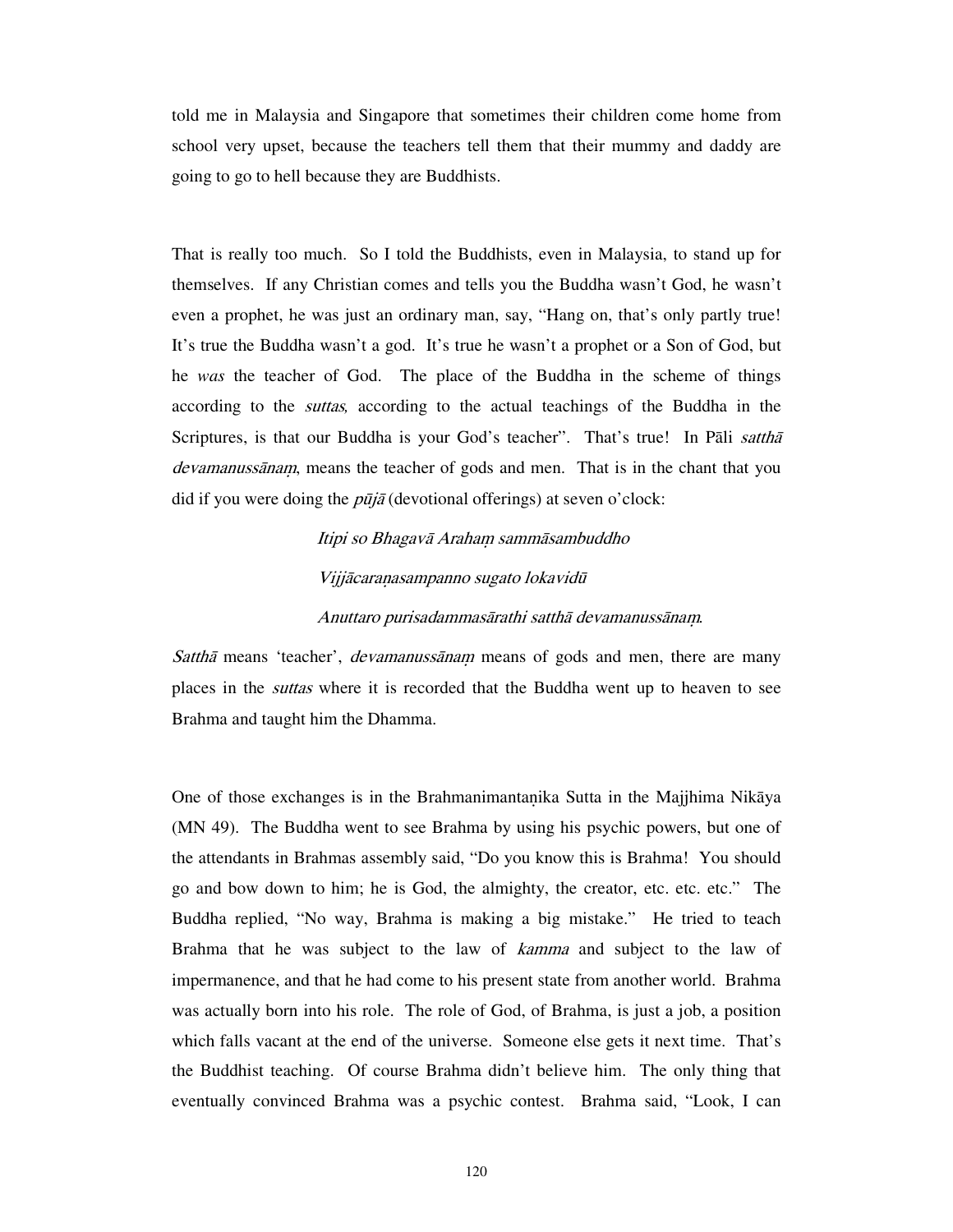told me in Malaysia and Singapore that sometimes their children come home from school very upset, because the teachers tell them that their mummy and daddy are going to go to hell because they are Buddhists.

That is really too much. So I told the Buddhists, even in Malaysia, to stand up for themselves. If any Christian comes and tells you the Buddha wasn't God, he wasn't even a prophet, he was just an ordinary man, say, "Hang on, that's only partly true! It's true the Buddha wasn't a god. It's true he wasn't a prophet or a Son of God, but he *was* the teacher of God. The place of the Buddha in the scheme of things according to the *suttas,* according to the actual teachings of the Buddha in the Scriptures, is that our Buddha is your God's teacher". That's true! In Pāli *satthā devamanussānaṃ*, means the teacher of gods and men. That is in the chant that you did if you were doing the *pūjā* (devotional offerings) at seven o'clock:

> *Itipi so Bhagavā Arahaṃ sammāsambuddho*
>
> *Vijjācaraṇasampanno sugato lokavidū*
>
> *Anuttaro purisadammasārathi satthā devamanussānaṃ.*

*Satthā* means 'teacher', *devamanussānaṃ* means of gods and men, there are many places in the *suttas* where it is recorded that the Buddha went up to heaven to see Brahma and taught him the Dhamma.

One of those exchanges is in the Brahmanimantaṇika Sutta in the Majjhima Nikāya (MN 49). The Buddha went to see Brahma by using his psychic powers, but one of the attendants in Brahmas assembly said, "Do you know this is Brahma! You should go and bow down to him; he is God, the almighty, the creator, etc. etc. etc." The Buddha replied, "No way, Brahma is making a big mistake." He tried to teach Brahma that he was subject to the law of *kamma* and subject to the law of impermanence, and that he had come to his present state from another world. Brahma was actually born into his role. The role of God, of Brahma, is just a job, a position which falls vacant at the end of the universe. Someone else gets it next time. That's the Buddhist teaching. Of course Brahma didn't believe him. The only thing that eventually convinced Brahma was a psychic contest. Brahma said, "Look, I can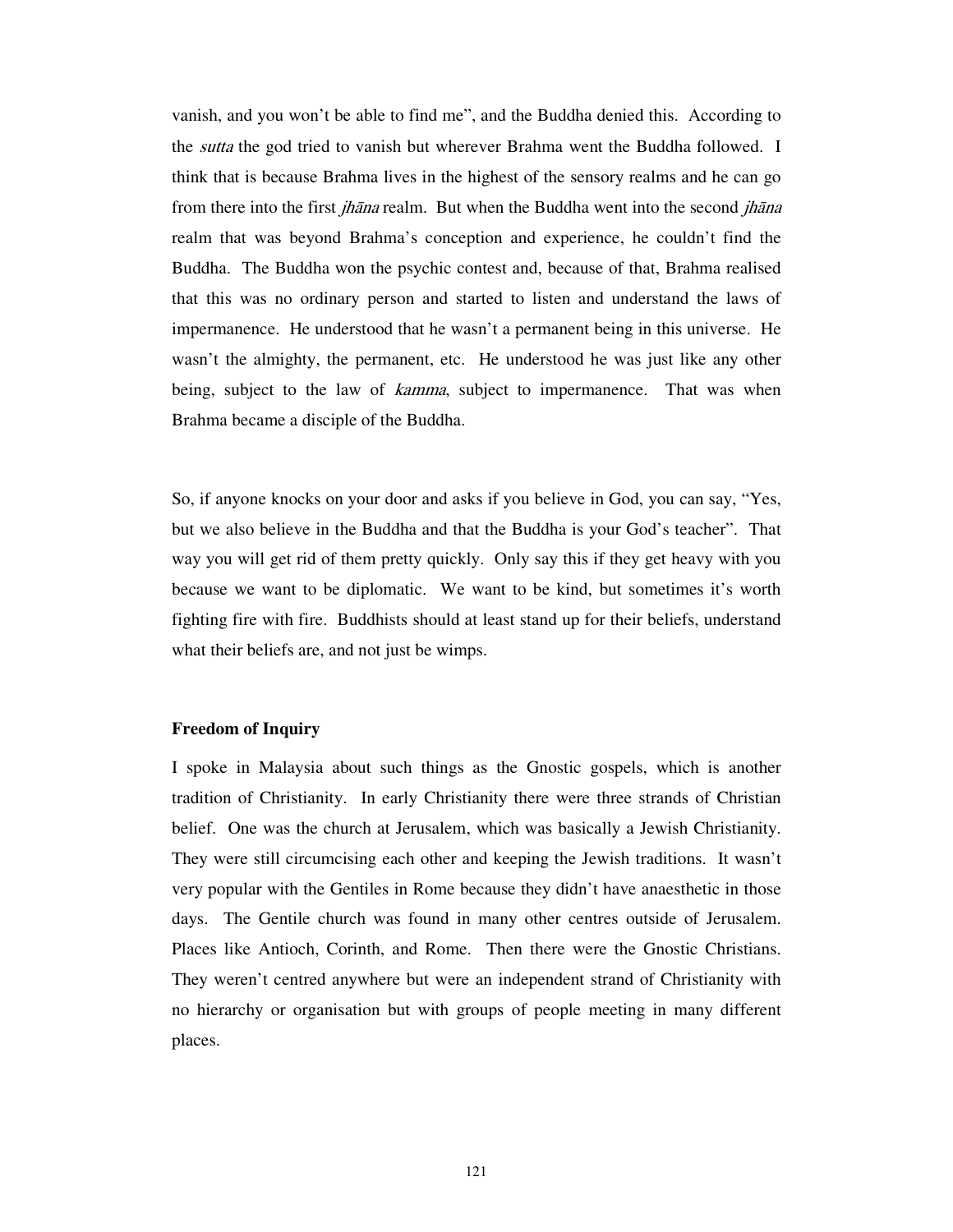vanish, and you won't be able to find me", and the Buddha denied this. According to the *sutta* the god tried to vanish but wherever Brahma went the Buddha followed. I think that is because Brahma lives in the highest of the sensory realms and he can go from there into the first *jhāna* realm. But when the Buddha went into the second *jhāna* realm that was beyond Brahma's conception and experience, he couldn't find the Buddha. The Buddha won the psychic contest and, because of that, Brahma realised that this was no ordinary person and started to listen and understand the laws of impermanence. He understood that he wasn't a permanent being in this universe. He wasn't the almighty, the permanent, etc. He understood he was just like any other being, subject to the law of *kamma*, subject to impermanence. That was when Brahma became a disciple of the Buddha.

So, if anyone knocks on your door and asks if you believe in God, you can say, "Yes, but we also believe in the Buddha and that the Buddha is your God's teacher". That way you will get rid of them pretty quickly. Only say this if they get heavy with you because we want to be diplomatic. We want to be kind, but sometimes it's worth fighting fire with fire. Buddhists should at least stand up for their beliefs, understand what their beliefs are, and not just be wimps.

**Freedom of Inquiry**

I spoke in Malaysia about such things as the Gnostic gospels, which is another tradition of Christianity. In early Christianity there were three strands of Christian belief. One was the church at Jerusalem, which was basically a Jewish Christianity. They were still circumcising each other and keeping the Jewish traditions. It wasn't very popular with the Gentiles in Rome because they didn't have anaesthetic in those days. The Gentile church was found in many other centres outside of Jerusalem. Places like Antioch, Corinth, and Rome. Then there were the Gnostic Christians. They weren't centred anywhere but were an independent strand of Christianity with no hierarchy or organisation but with groups of people meeting in many different places.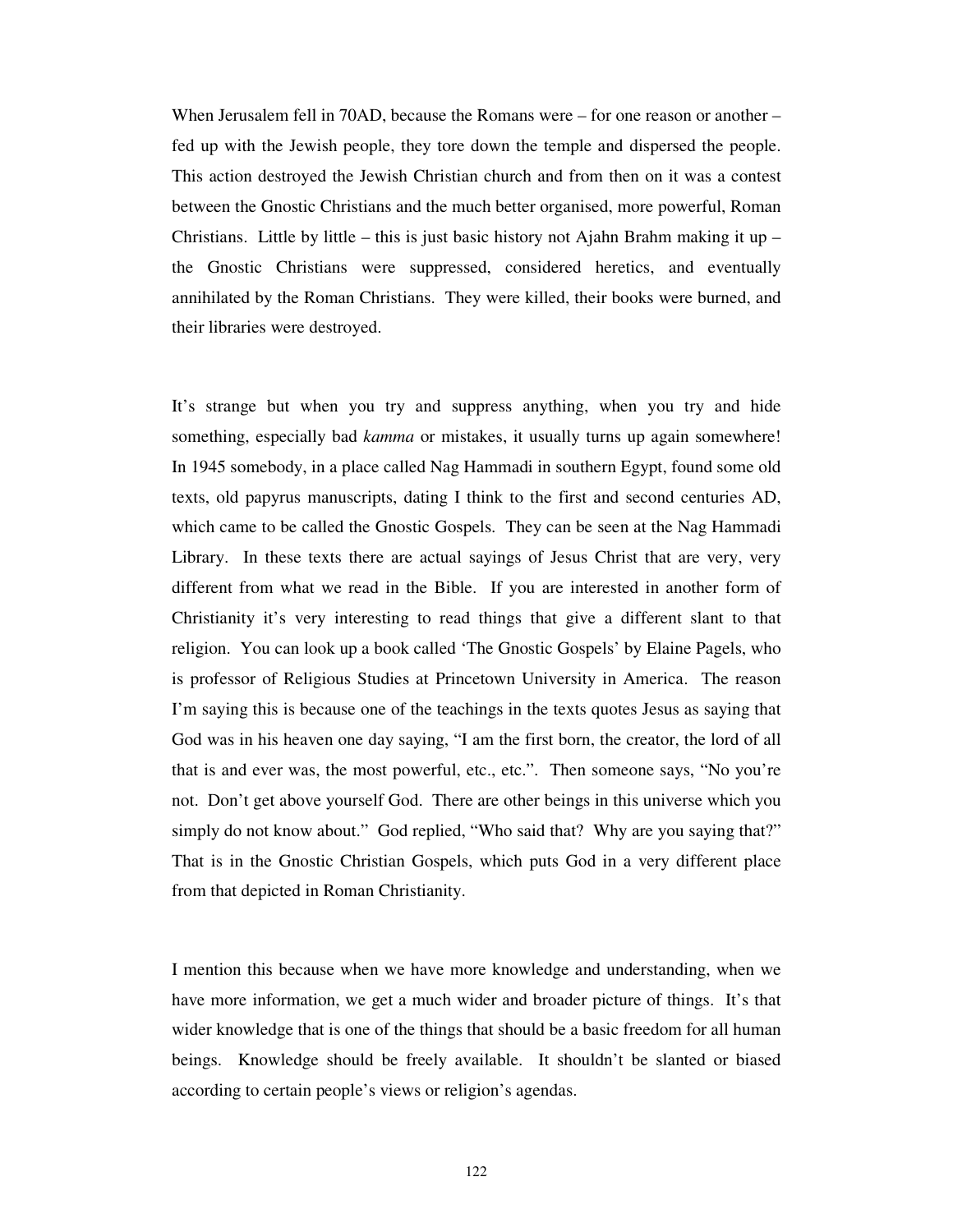When Jerusalem fell in 70AD, because the Romans were – for one reason or another – fed up with the Jewish people, they tore down the temple and dispersed the people. This action destroyed the Jewish Christian church and from then on it was a contest between the Gnostic Christians and the much better organised, more powerful, Roman Christians. Little by little – this is just basic history not Ajahn Brahm making it up – the Gnostic Christians were suppressed, considered heretics, and eventually annihilated by the Roman Christians. They were killed, their books were burned, and their libraries were destroyed.

It's strange but when you try and suppress anything, when you try and hide something, especially bad *kamma* or mistakes, it usually turns up again somewhere! In 1945 somebody, in a place called Nag Hammadi in southern Egypt, found some old texts, old papyrus manuscripts, dating I think to the first and second centuries AD, which came to be called the Gnostic Gospels. They can be seen at the Nag Hammadi Library. In these texts there are actual sayings of Jesus Christ that are very, very different from what we read in the Bible. If you are interested in another form of Christianity it's very interesting to read things that give a different slant to that religion. You can look up a book called 'The Gnostic Gospels' by Elaine Pagels, who is professor of Religious Studies at Princetown University in America. The reason I'm saying this is because one of the teachings in the texts quotes Jesus as saying that God was in his heaven one day saying, "I am the first born, the creator, the lord of all that is and ever was, the most powerful, etc., etc.". Then someone says, "No you're not. Don't get above yourself God. There are other beings in this universe which you simply do not know about." God replied, "Who said that? Why are you saying that?" That is in the Gnostic Christian Gospels, which puts God in a very different place from that depicted in Roman Christianity.

I mention this because when we have more knowledge and understanding, when we have more information, we get a much wider and broader picture of things. It's that wider knowledge that is one of the things that should be a basic freedom for all human beings. Knowledge should be freely available. It shouldn't be slanted or biased according to certain people's views or religion's agendas.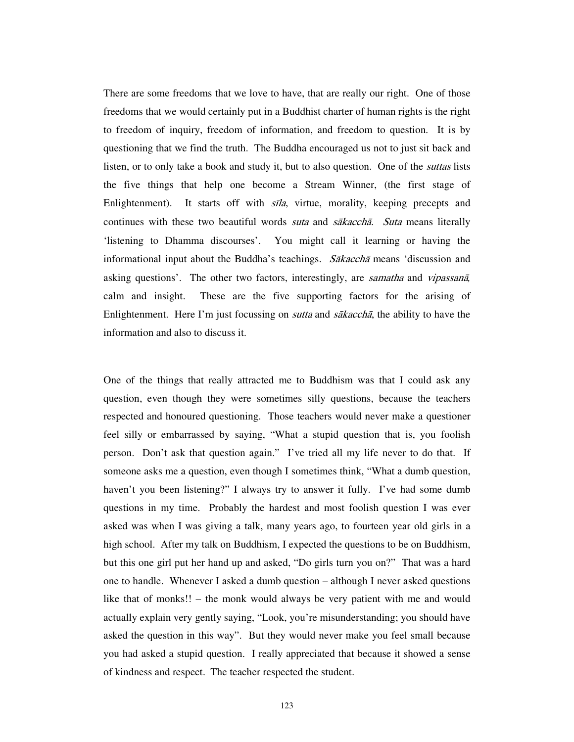There are some freedoms that we love to have, that are really our right. One of those freedoms that we would certainly put in a Buddhist charter of human rights is the right to freedom of inquiry, freedom of information, and freedom to question. It is by questioning that we find the truth. The Buddha encouraged us not to just sit back and listen, or to only take a book and study it, but to also question. One of the *suttas* lists the five things that help one become a Stream Winner, (the first stage of Enlightenment). It starts off with *sīla*, virtue, morality, keeping precepts and continues with these two beautiful words *suta* and *sākacchā*. *Suta* means literally 'listening to Dhamma discourses'. You might call it learning or having the informational input about the Buddha's teachings. *Sākacchā* means 'discussion and asking questions'. The other two factors, interestingly, are *samatha* and *vipassanā*, calm and insight. These are the five supporting factors for the arising of Enlightenment. Here I'm just focussing on *sutta* and *sākacchā*, the ability to have the information and also to discuss it.

One of the things that really attracted me to Buddhism was that I could ask any question, even though they were sometimes silly questions, because the teachers respected and honoured questioning. Those teachers would never make a questioner feel silly or embarrassed by saying, "What a stupid question that is, you foolish person. Don't ask that question again." I've tried all my life never to do that. If someone asks me a question, even though I sometimes think, "What a dumb question, haven't you been listening?" I always try to answer it fully. I've had some dumb questions in my time. Probably the hardest and most foolish question I was ever asked was when I was giving a talk, many years ago, to fourteen year old girls in a high school. After my talk on Buddhism, I expected the questions to be on Buddhism, but this one girl put her hand up and asked, "Do girls turn you on?" That was a hard one to handle. Whenever I asked a dumb question – although I never asked questions like that of monks!! – the monk would always be very patient with me and would actually explain very gently saying, "Look, you're misunderstanding; you should have asked the question in this way". But they would never make you feel small because you had asked a stupid question. I really appreciated that because it showed a sense of kindness and respect. The teacher respected the student.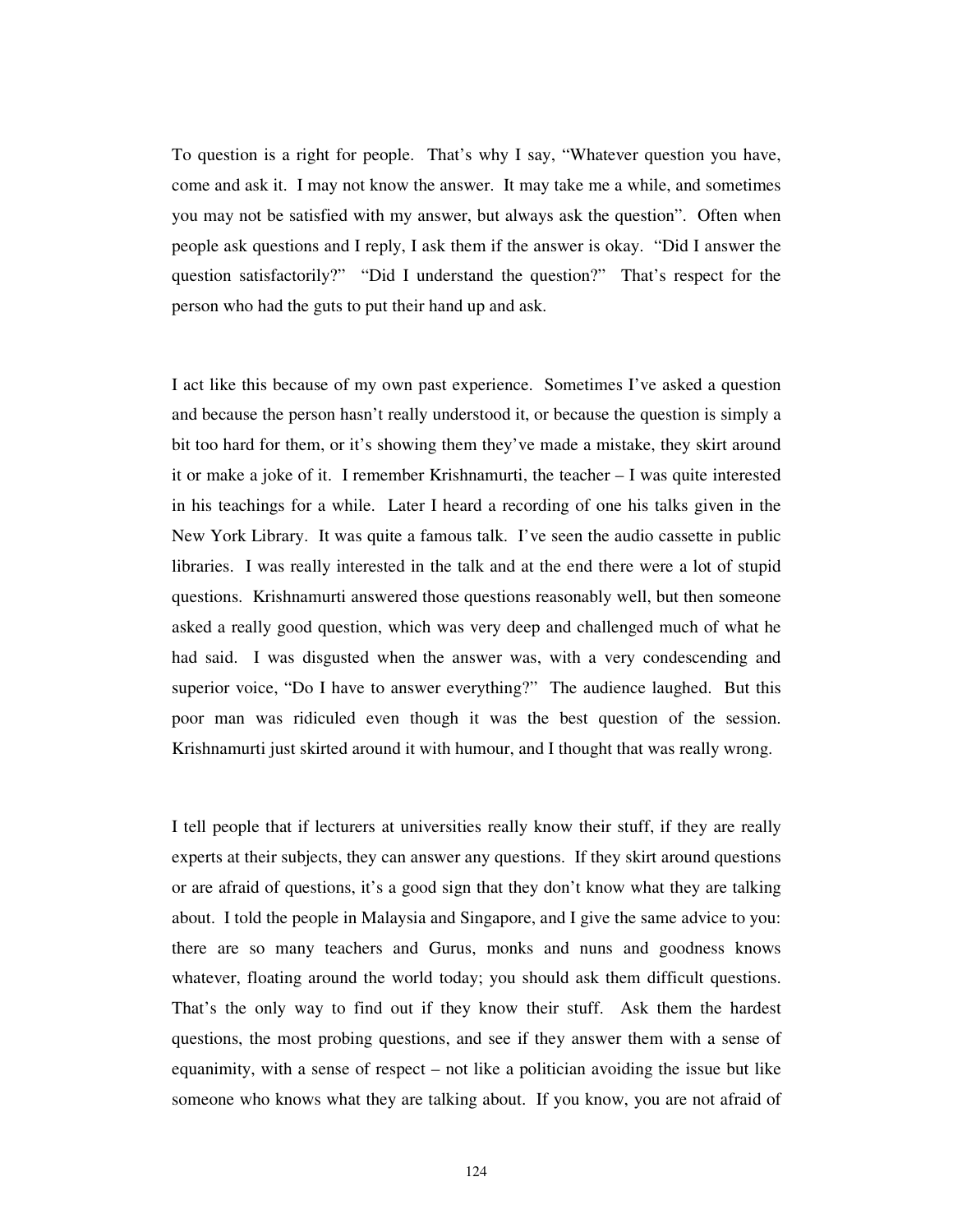To question is a right for people. That's why I say, "Whatever question you have, come and ask it. I may not know the answer. It may take me a while, and sometimes you may not be satisfied with my answer, but always ask the question". Often when people ask questions and I reply, I ask them if the answer is okay. "Did I answer the question satisfactorily?" "Did I understand the question?" That's respect for the person who had the guts to put their hand up and ask.

I act like this because of my own past experience. Sometimes I've asked a question and because the person hasn't really understood it, or because the question is simply a bit too hard for them, or it's showing them they've made a mistake, they skirt around it or make a joke of it. I remember Krishnamurti, the teacher – I was quite interested in his teachings for a while. Later I heard a recording of one his talks given in the New York Library. It was quite a famous talk. I've seen the audio cassette in public libraries. I was really interested in the talk and at the end there were a lot of stupid questions. Krishnamurti answered those questions reasonably well, but then someone asked a really good question, which was very deep and challenged much of what he had said. I was disgusted when the answer was, with a very condescending and superior voice, "Do I have to answer everything?" The audience laughed. But this poor man was ridiculed even though it was the best question of the session. Krishnamurti just skirted around it with humour, and I thought that was really wrong.

I tell people that if lecturers at universities really know their stuff, if they are really experts at their subjects, they can answer any questions. If they skirt around questions or are afraid of questions, it's a good sign that they don't know what they are talking about. I told the people in Malaysia and Singapore, and I give the same advice to you: there are so many teachers and Gurus, monks and nuns and goodness knows whatever, floating around the world today; you should ask them difficult questions. That's the only way to find out if they know their stuff. Ask them the hardest questions, the most probing questions, and see if they answer them with a sense of equanimity, with a sense of respect – not like a politician avoiding the issue but like someone who knows what they are talking about. If you know, you are not afraid of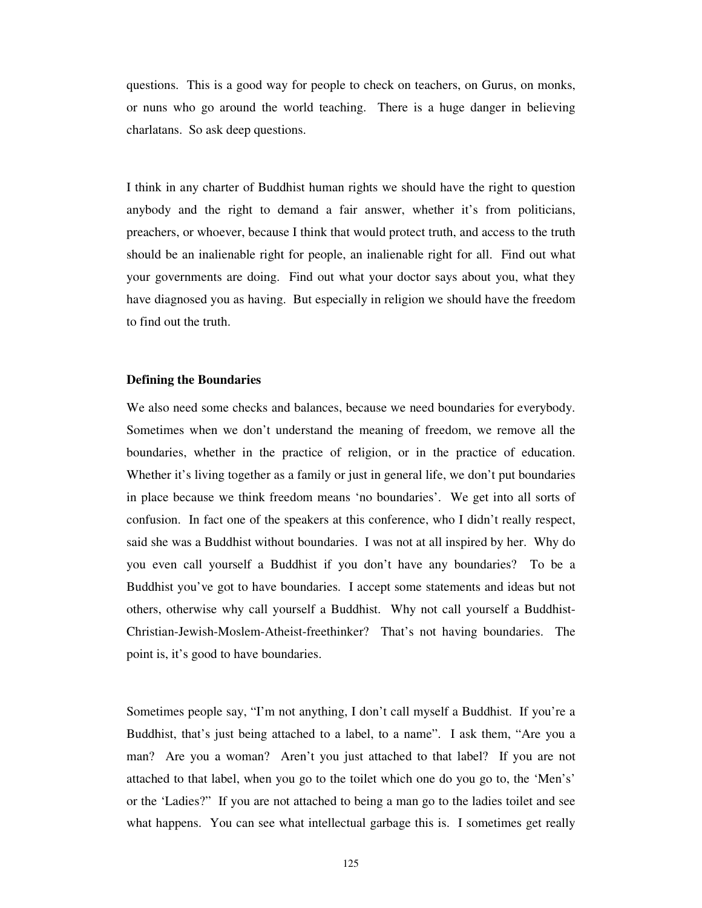questions. This is a good way for people to check on teachers, on Gurus, on monks, or nuns who go around the world teaching. There is a huge danger in believing charlatans. So ask deep questions.

I think in any charter of Buddhist human rights we should have the right to question anybody and the right to demand a fair answer, whether it's from politicians, preachers, or whoever, because I think that would protect truth, and access to the truth should be an inalienable right for people, an inalienable right for all. Find out what your governments are doing. Find out what your doctor says about you, what they have diagnosed you as having. But especially in religion we should have the freedom to find out the truth.

**Defining the Boundaries**

We also need some checks and balances, because we need boundaries for everybody. Sometimes when we don't understand the meaning of freedom, we remove all the boundaries, whether in the practice of religion, or in the practice of education. Whether it's living together as a family or just in general life, we don't put boundaries in place because we think freedom means 'no boundaries'. We get into all sorts of confusion. In fact one of the speakers at this conference, who I didn't really respect, said she was a Buddhist without boundaries. I was not at all inspired by her. Why do you even call yourself a Buddhist if you don't have any boundaries? To be a Buddhist you've got to have boundaries. I accept some statements and ideas but not others, otherwise why call yourself a Buddhist. Why not call yourself a Buddhist-Christian-Jewish-Moslem-Atheist-freethinker? That's not having boundaries. The point is, it's good to have boundaries.

Sometimes people say, "I'm not anything, I don't call myself a Buddhist. If you're a Buddhist, that's just being attached to a label, to a name". I ask them, "Are you a man? Are you a woman? Aren't you just attached to that label? If you are not attached to that label, when you go to the toilet which one do you go to, the 'Men's' or the 'Ladies?" If you are not attached to being a man go to the ladies toilet and see what happens. You can see what intellectual garbage this is. I sometimes get really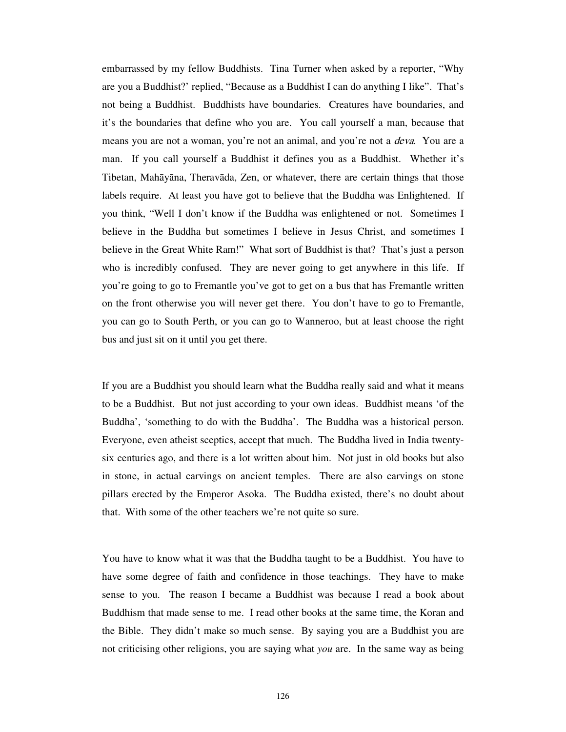embarrassed by my fellow Buddhists. Tina Turner when asked by a reporter, "Why are you a Buddhist?' replied, "Because as a Buddhist I can do anything I like". That's not being a Buddhist. Buddhists have boundaries. Creatures have boundaries, and it's the boundaries that define who you are. You call yourself a man, because that means you are not a woman, you're not an animal, and you're not a *deva*. You are a man. If you call yourself a Buddhist it defines you as a Buddhist. Whether it's Tibetan, Mahāyāna, Theravāda, Zen, or whatever, there are certain things that those labels require. At least you have got to believe that the Buddha was Enlightened. If you think, "Well I don't know if the Buddha was enlightened or not. Sometimes I believe in the Buddha but sometimes I believe in Jesus Christ, and sometimes I believe in the Great White Ram!" What sort of Buddhist is that? That's just a person who is incredibly confused. They are never going to get anywhere in this life. If you're going to go to Fremantle you've got to get on a bus that has Fremantle written on the front otherwise you will never get there. You don't have to go to Fremantle, you can go to South Perth, or you can go to Wanneroo, but at least choose the right bus and just sit on it until you get there.

If you are a Buddhist you should learn what the Buddha really said and what it means to be a Buddhist. But not just according to your own ideas. Buddhist means 'of the Buddha', 'something to do with the Buddha'. The Buddha was a historical person. Everyone, even atheist sceptics, accept that much. The Buddha lived in India twenty-six centuries ago, and there is a lot written about him. Not just in old books but also in stone, in actual carvings on ancient temples. There are also carvings on stone pillars erected by the Emperor Asoka. The Buddha existed, there's no doubt about that. With some of the other teachers we're not quite so sure.

You have to know what it was that the Buddha taught to be a Buddhist. You have to have some degree of faith and confidence in those teachings. They have to make sense to you. The reason I became a Buddhist was because I read a book about Buddhism that made sense to me. I read other books at the same time, the Koran and the Bible. They didn't make so much sense. By saying you are a Buddhist you are not criticising other religions, you are saying what *you* are. In the same way as being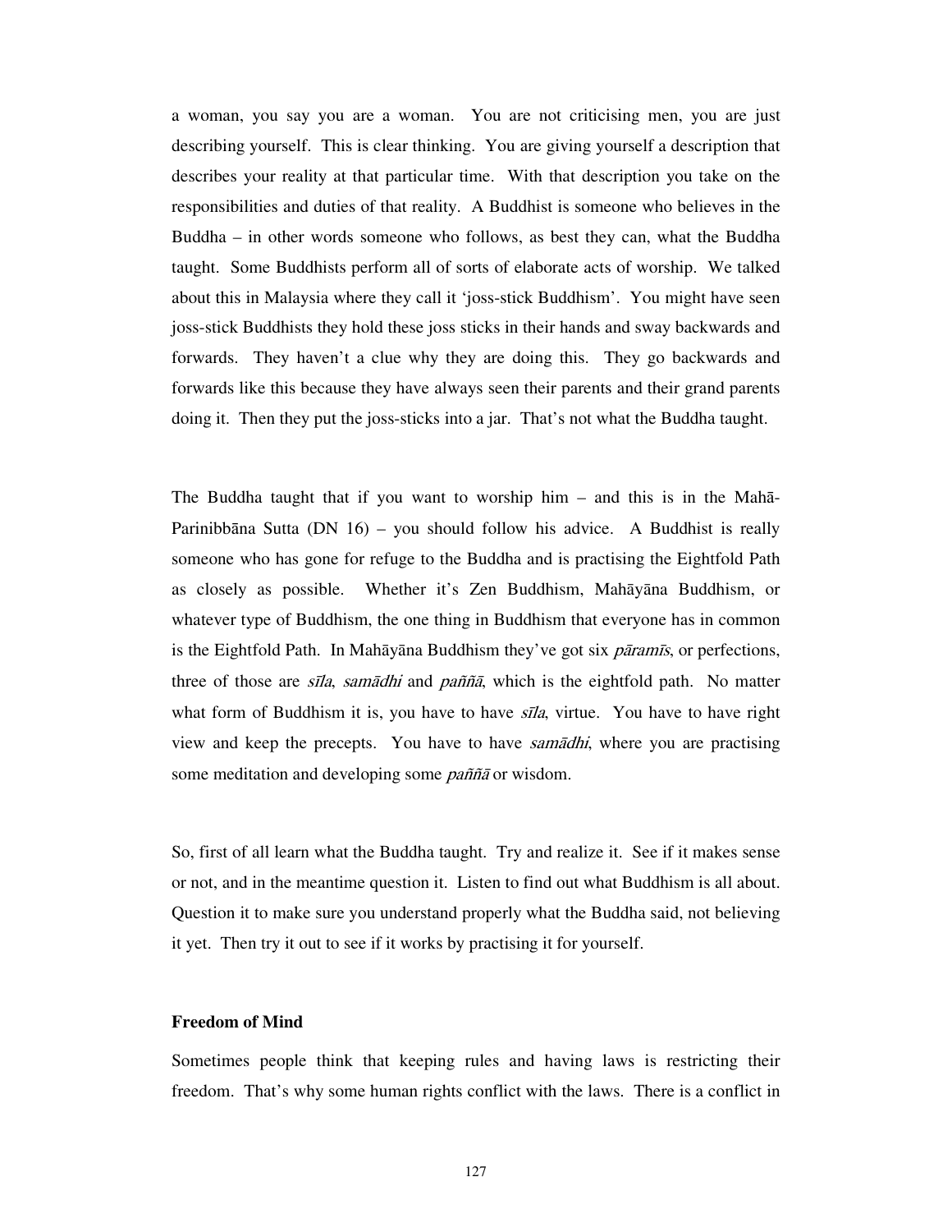a woman, you say you are a woman. You are not criticising men, you are just describing yourself. This is clear thinking. You are giving yourself a description that describes your reality at that particular time. With that description you take on the responsibilities and duties of that reality. A Buddhist is someone who believes in the Buddha – in other words someone who follows, as best they can, what the Buddha taught. Some Buddhists perform all of sorts of elaborate acts of worship. We talked about this in Malaysia where they call it 'joss-stick Buddhism'. You might have seen joss-stick Buddhists they hold these joss sticks in their hands and sway backwards and forwards. They haven't a clue why they are doing this. They go backwards and forwards like this because they have always seen their parents and their grand parents doing it. Then they put the joss-sticks into a jar. That's not what the Buddha taught.

The Buddha taught that if you want to worship him – and this is in the Mahā-Parinibbāna Sutta (DN 16) – you should follow his advice. A Buddhist is really someone who has gone for refuge to the Buddha and is practising the Eightfold Path as closely as possible. Whether it's Zen Buddhism, Mahāyāna Buddhism, or whatever type of Buddhism, the one thing in Buddhism that everyone has in common is the Eightfold Path. In Mahāyāna Buddhism they've got six *pāramīs*, or perfections, three of those are *sīla*, *samādhi* and *paññā*, which is the eightfold path. No matter what form of Buddhism it is, you have to have *sīla*, virtue. You have to have right view and keep the precepts. You have to have *samādhi*, where you are practising some meditation and developing some *paññā* or wisdom.

So, first of all learn what the Buddha taught. Try and realize it. See if it makes sense or not, and in the meantime question it. Listen to find out what Buddhism is all about. Question it to make sure you understand properly what the Buddha said, not believing it yet. Then try it out to see if it works by practising it for yourself.

### Freedom of Mind

Sometimes people think that keeping rules and having laws is restricting their freedom. That's why some human rights conflict with the laws. There is a conflict in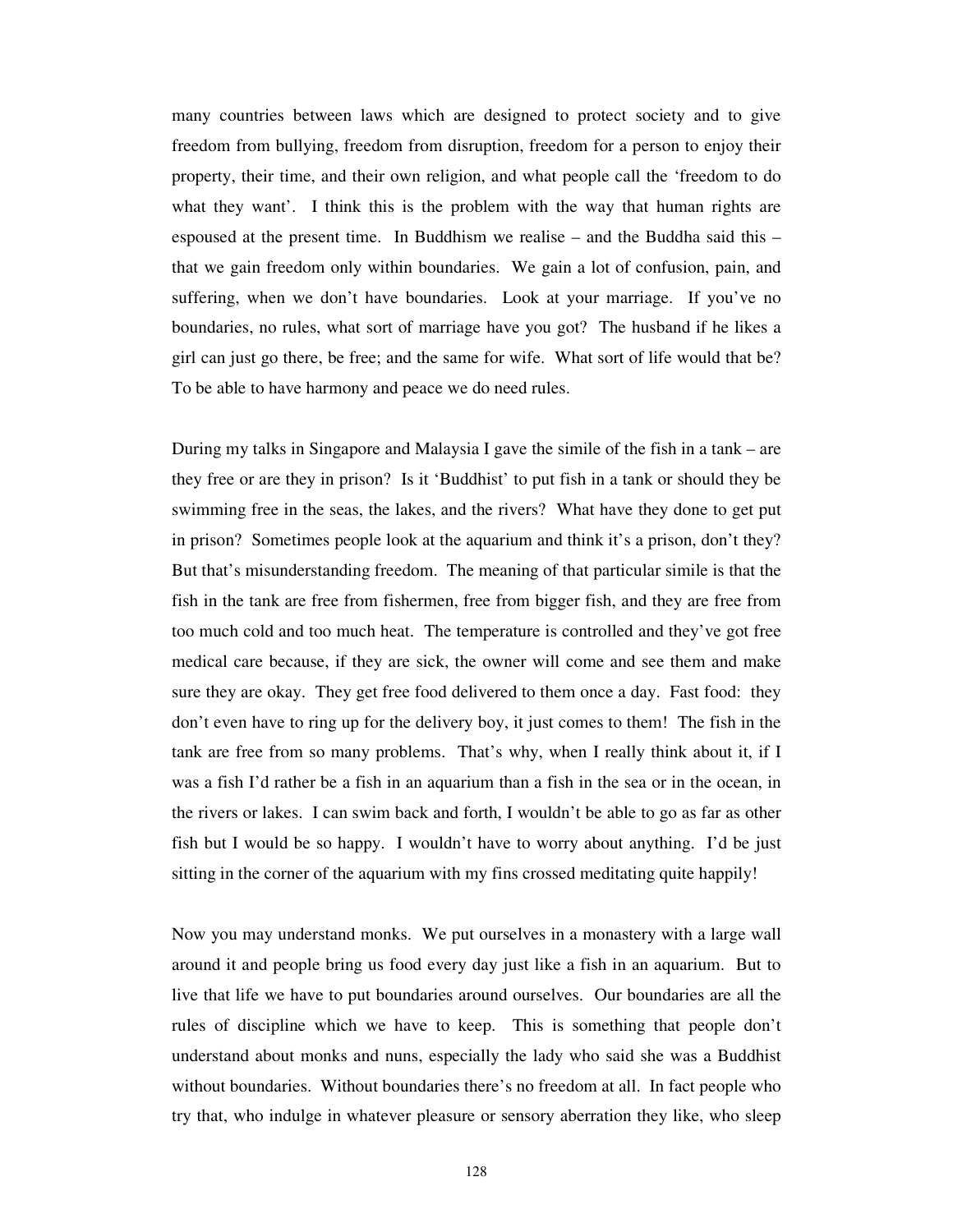many countries between laws which are designed to protect society and to give freedom from bullying, freedom from disruption, freedom for a person to enjoy their property, their time, and their own religion, and what people call the 'freedom to do what they want'. I think this is the problem with the way that human rights are espoused at the present time. In Buddhism we realise – and the Buddha said this – that we gain freedom only within boundaries. We gain a lot of confusion, pain, and suffering, when we don't have boundaries. Look at your marriage. If you've no boundaries, no rules, what sort of marriage have you got? The husband if he likes a girl can just go there, be free; and the same for wife. What sort of life would that be? To be able to have harmony and peace we do need rules.

During my talks in Singapore and Malaysia I gave the simile of the fish in a tank – are they free or are they in prison? Is it 'Buddhist' to put fish in a tank or should they be swimming free in the seas, the lakes, and the rivers? What have they done to get put in prison? Sometimes people look at the aquarium and think it's a prison, don't they? But that's misunderstanding freedom. The meaning of that particular simile is that the fish in the tank are free from fishermen, free from bigger fish, and they are free from too much cold and too much heat. The temperature is controlled and they've got free medical care because, if they are sick, the owner will come and see them and make sure they are okay. They get free food delivered to them once a day. Fast food: they don't even have to ring up for the delivery boy, it just comes to them! The fish in the tank are free from so many problems. That's why, when I really think about it, if I was a fish I'd rather be a fish in an aquarium than a fish in the sea or in the ocean, in the rivers or lakes. I can swim back and forth, I wouldn't be able to go as far as other fish but I would be so happy. I wouldn't have to worry about anything. I'd be just sitting in the corner of the aquarium with my fins crossed meditating quite happily!

Now you may understand monks. We put ourselves in a monastery with a large wall around it and people bring us food every day just like a fish in an aquarium. But to live that life we have to put boundaries around ourselves. Our boundaries are all the rules of discipline which we have to keep. This is something that people don't understand about monks and nuns, especially the lady who said she was a Buddhist without boundaries. Without boundaries there's no freedom at all. In fact people who try that, who indulge in whatever pleasure or sensory aberration they like, who sleep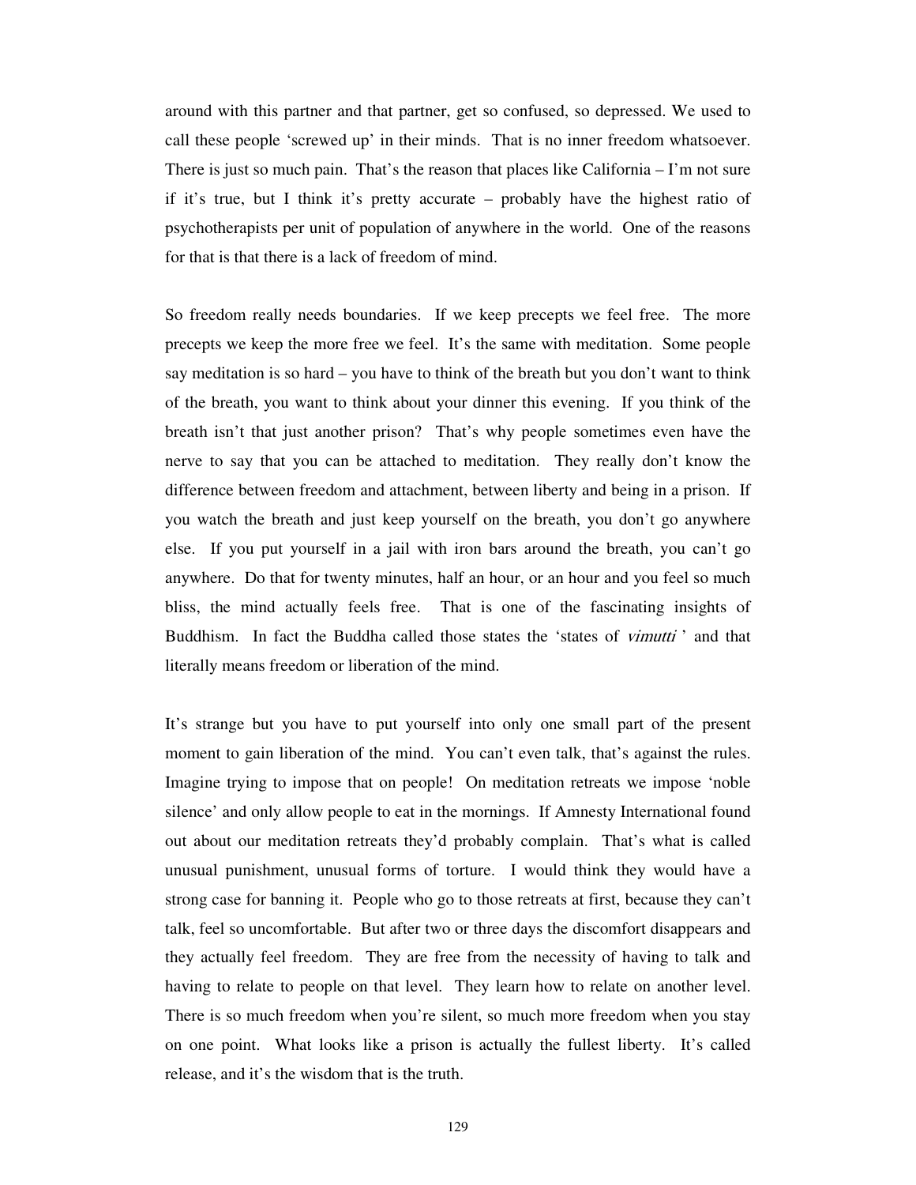around with this partner and that partner, get so confused, so depressed. We used to call these people 'screwed up' in their minds. That is no inner freedom whatsoever. There is just so much pain. That's the reason that places like California – I'm not sure if it's true, but I think it's pretty accurate – probably have the highest ratio of psychotherapists per unit of population of anywhere in the world. One of the reasons for that is that there is a lack of freedom of mind.

So freedom really needs boundaries. If we keep precepts we feel free. The more precepts we keep the more free we feel. It's the same with meditation. Some people say meditation is so hard – you have to think of the breath but you don't want to think of the breath, you want to think about your dinner this evening. If you think of the breath isn't that just another prison? That's why people sometimes even have the nerve to say that you can be attached to meditation. They really don't know the difference between freedom and attachment, between liberty and being in a prison. If you watch the breath and just keep yourself on the breath, you don't go anywhere else. If you put yourself in a jail with iron bars around the breath, you can't go anywhere. Do that for twenty minutes, half an hour, or an hour and you feel so much bliss, the mind actually feels free. That is one of the fascinating insights of Buddhism. In fact the Buddha called those states the 'states of *vimutti* ' and that literally means freedom or liberation of the mind.

It's strange but you have to put yourself into only one small part of the present moment to gain liberation of the mind. You can't even talk, that's against the rules. Imagine trying to impose that on people! On meditation retreats we impose 'noble silence' and only allow people to eat in the mornings. If Amnesty International found out about our meditation retreats they'd probably complain. That's what is called unusual punishment, unusual forms of torture. I would think they would have a strong case for banning it. People who go to those retreats at first, because they can't talk, feel so uncomfortable. But after two or three days the discomfort disappears and they actually feel freedom. They are free from the necessity of having to talk and having to relate to people on that level. They learn how to relate on another level. There is so much freedom when you're silent, so much more freedom when you stay on one point. What looks like a prison is actually the fullest liberty. It's called release, and it's the wisdom that is the truth.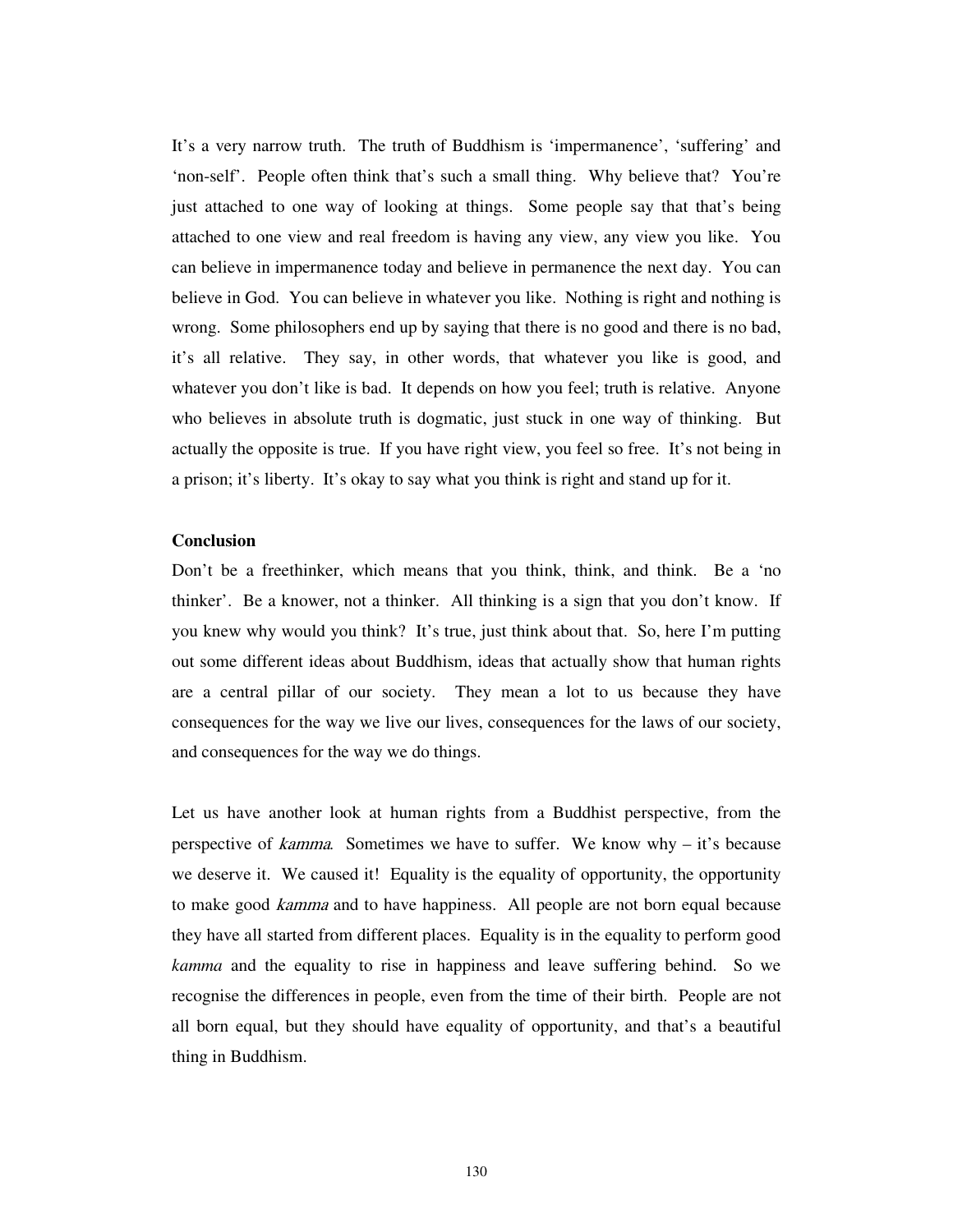It's a very narrow truth. The truth of Buddhism is 'impermanence', 'suffering' and 'non-self'. People often think that's such a small thing. Why believe that? You're just attached to one way of looking at things. Some people say that that's being attached to one view and real freedom is having any view, any view you like. You can believe in impermanence today and believe in permanence the next day. You can believe in God. You can believe in whatever you like. Nothing is right and nothing is wrong. Some philosophers end up by saying that there is no good and there is no bad, it's all relative. They say, in other words, that whatever you like is good, and whatever you don't like is bad. It depends on how you feel; truth is relative. Anyone who believes in absolute truth is dogmatic, just stuck in one way of thinking. But actually the opposite is true. If you have right view, you feel so free. It's not being in a prison; it's liberty. It's okay to say what you think is right and stand up for it.

**Conclusion**

Don't be a freethinker, which means that you think, think, and think. Be a 'no thinker'. Be a knower, not a thinker. All thinking is a sign that you don't know. If you knew why would you think? It's true, just think about that. So, here I'm putting out some different ideas about Buddhism, ideas that actually show that human rights are a central pillar of our society. They mean a lot to us because they have consequences for the way we live our lives, consequences for the laws of our society, and consequences for the way we do things.

Let us have another look at human rights from a Buddhist perspective, from the perspective of *kamma*. Sometimes we have to suffer. We know why – it's because we deserve it. We caused it! Equality is the equality of opportunity, the opportunity to make good *kamma* and to have happiness. All people are not born equal because they have all started from different places. Equality is in the equality to perform good *kamma* and the equality to rise in happiness and leave suffering behind. So we recognise the differences in people, even from the time of their birth. People are not all born equal, but they should have equality of opportunity, and that's a beautiful thing in Buddhism.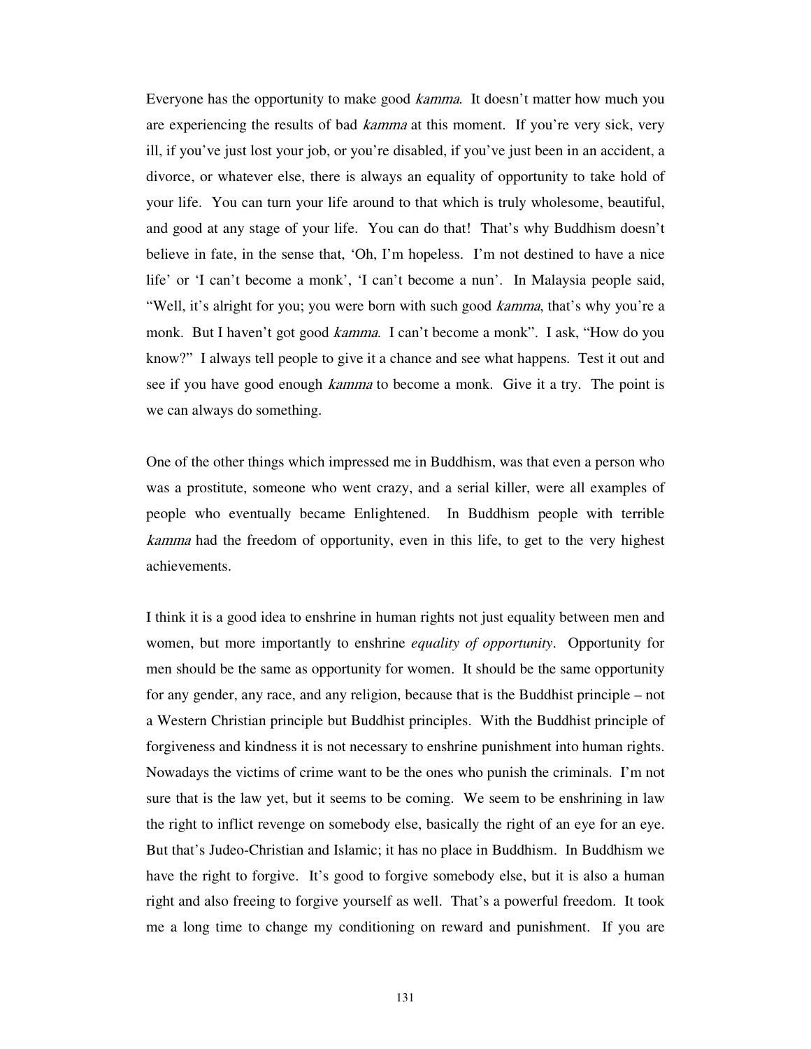Everyone has the opportunity to make good *kamma*. It doesn't matter how much you are experiencing the results of bad *kamma* at this moment. If you're very sick, very ill, if you've just lost your job, or you're disabled, if you've just been in an accident, a divorce, or whatever else, there is always an equality of opportunity to take hold of your life. You can turn your life around to that which is truly wholesome, beautiful, and good at any stage of your life. You can do that! That's why Buddhism doesn't believe in fate, in the sense that, 'Oh, I'm hopeless. I'm not destined to have a nice life' or 'I can't become a monk', 'I can't become a nun'. In Malaysia people said, "Well, it's alright for you; you were born with such good *kamma*, that's why you're a monk. But I haven't got good *kamma*. I can't become a monk". I ask, "How do you know?" I always tell people to give it a chance and see what happens. Test it out and see if you have good enough *kamma* to become a monk. Give it a try. The point is we can always do something.

One of the other things which impressed me in Buddhism, was that even a person who was a prostitute, someone who went crazy, and a serial killer, were all examples of people who eventually became Enlightened. In Buddhism people with terrible *kamma* had the freedom of opportunity, even in this life, to get to the very highest achievements.

I think it is a good idea to enshrine in human rights not just equality between men and women, but more importantly to enshrine *equality of opportunity*. Opportunity for men should be the same as opportunity for women. It should be the same opportunity for any gender, any race, and any religion, because that is the Buddhist principle – not a Western Christian principle but Buddhist principles. With the Buddhist principle of forgiveness and kindness it is not necessary to enshrine punishment into human rights. Nowadays the victims of crime want to be the ones who punish the criminals. I'm not sure that is the law yet, but it seems to be coming. We seem to be enshrining in law the right to inflict revenge on somebody else, basically the right of an eye for an eye. But that's Judeo-Christian and Islamic; it has no place in Buddhism. In Buddhism we have the right to forgive. It's good to forgive somebody else, but it is also a human right and also freeing to forgive yourself as well. That's a powerful freedom. It took me a long time to change my conditioning on reward and punishment. If you are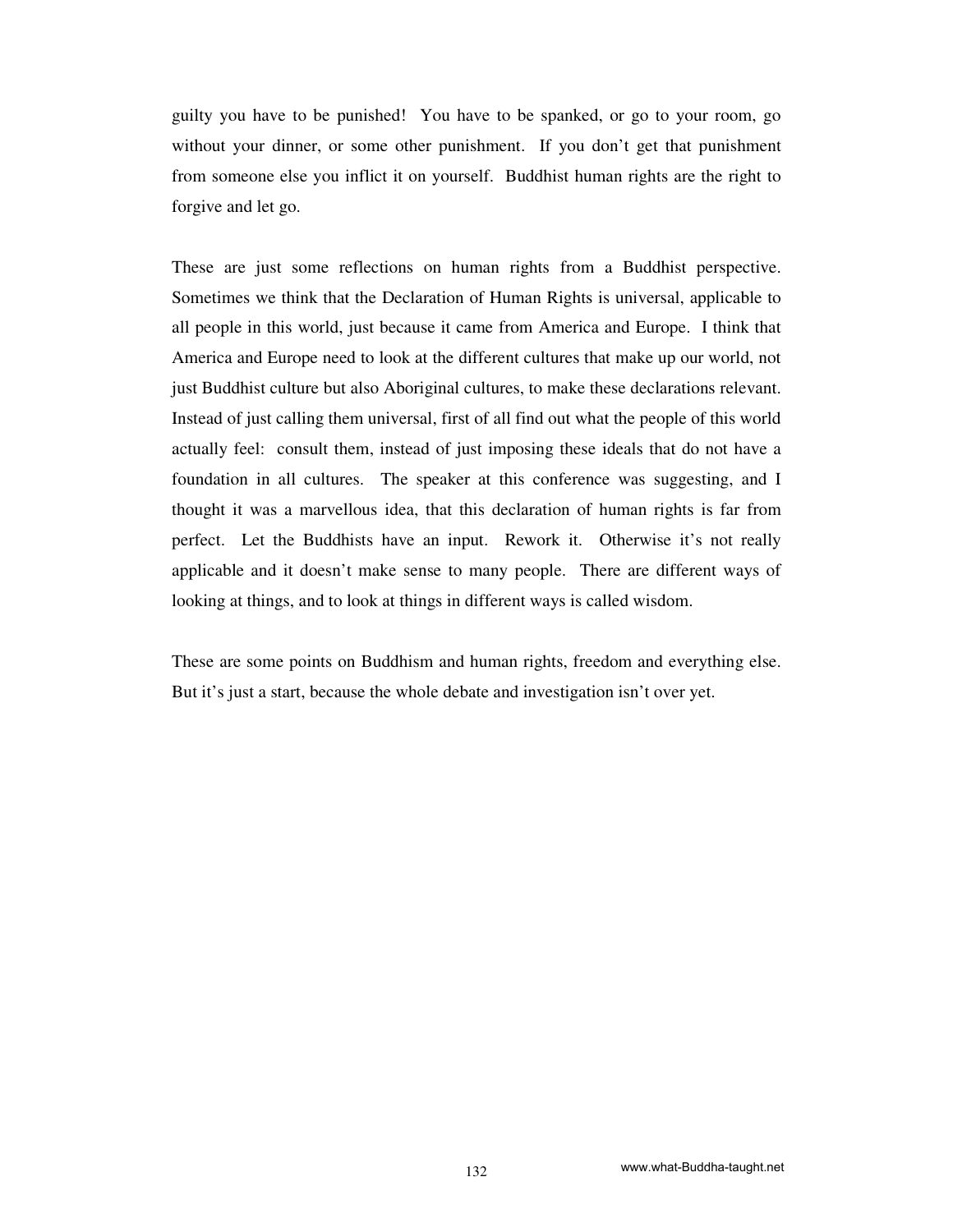guilty you have to be punished! You have to be spanked, or go to your room, go without your dinner, or some other punishment. If you don't get that punishment from someone else you inflict it on yourself. Buddhist human rights are the right to forgive and let go.

These are just some reflections on human rights from a Buddhist perspective. Sometimes we think that the Declaration of Human Rights is universal, applicable to all people in this world, just because it came from America and Europe. I think that America and Europe need to look at the different cultures that make up our world, not just Buddhist culture but also Aboriginal cultures, to make these declarations relevant. Instead of just calling them universal, first of all find out what the people of this world actually feel: consult them, instead of just imposing these ideals that do not have a foundation in all cultures. The speaker at this conference was suggesting, and I thought it was a marvellous idea, that this declaration of human rights is far from perfect. Let the Buddhists have an input. Rework it. Otherwise it's not really applicable and it doesn't make sense to many people. There are different ways of looking at things, and to look at things in different ways is called wisdom.

These are some points on Buddhism and human rights, freedom and everything else. But it's just a start, because the whole debate and investigation isn't over yet.